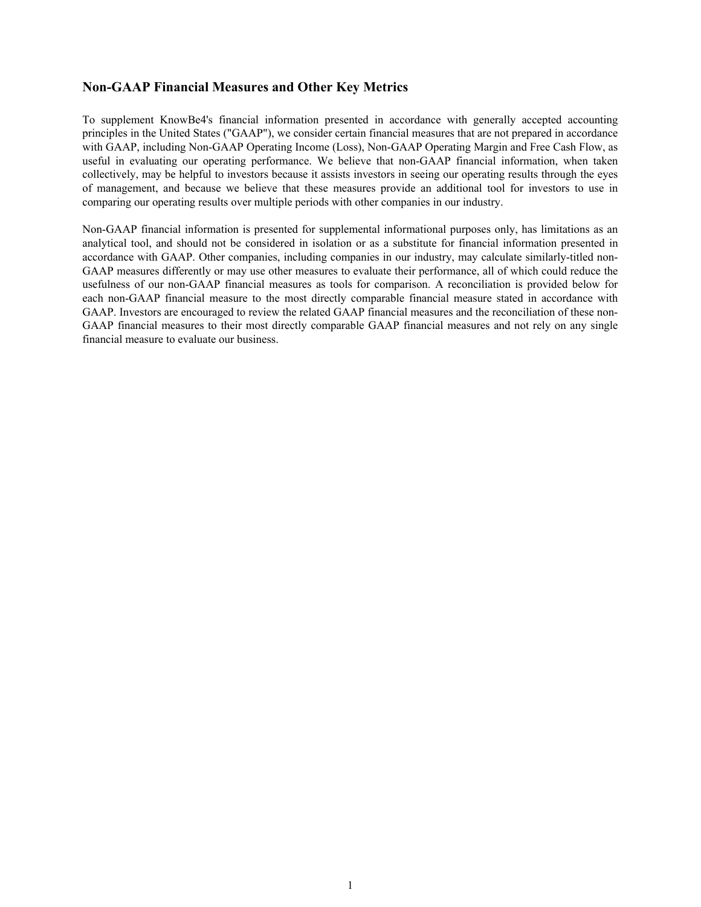## Non-GAAP Financial Measures and Other Key Metrics

To supplement KnowBe4's financial information presented in accordance with generally accepted accounting principles in the United States ("GAAP"), we consider certain financial measures that are not prepared in accordance with GAAP, including Non-GAAP Operating Income (Loss), Non-GAAP Operating Margin and Free Cash Flow, as useful in evaluating our operating performance. We believe that non-GAAP financial information, when taken collectively, may be helpful to investors because it assists investors in seeing our operating results through the eyes of management, and because we believe that these measures provide an additional tool for investors to use in comparing our operating results over multiple periods with other companies in our industry.

Non-GAAP financial information is presented for supplemental informational purposes only, has limitations as an analytical tool, and should not be considered in isolation or as a substitute for financial information presented in accordance with GAAP. Other companies, including companies in our industry, may calculate similarly-titled non-GAAP measures differently or may use other measures to evaluate their performance, all of which could reduce the usefulness of our non-GAAP financial measures as tools for comparison. A reconciliation is provided below for each non-GAAP financial measure to the most directly comparable financial measure stated in accordance with GAAP. Investors are encouraged to review the related GAAP financial measures and the reconciliation of these non-GAAP financial measures to their most directly comparable GAAP financial measures and not rely on any single financial measure to evaluate our business.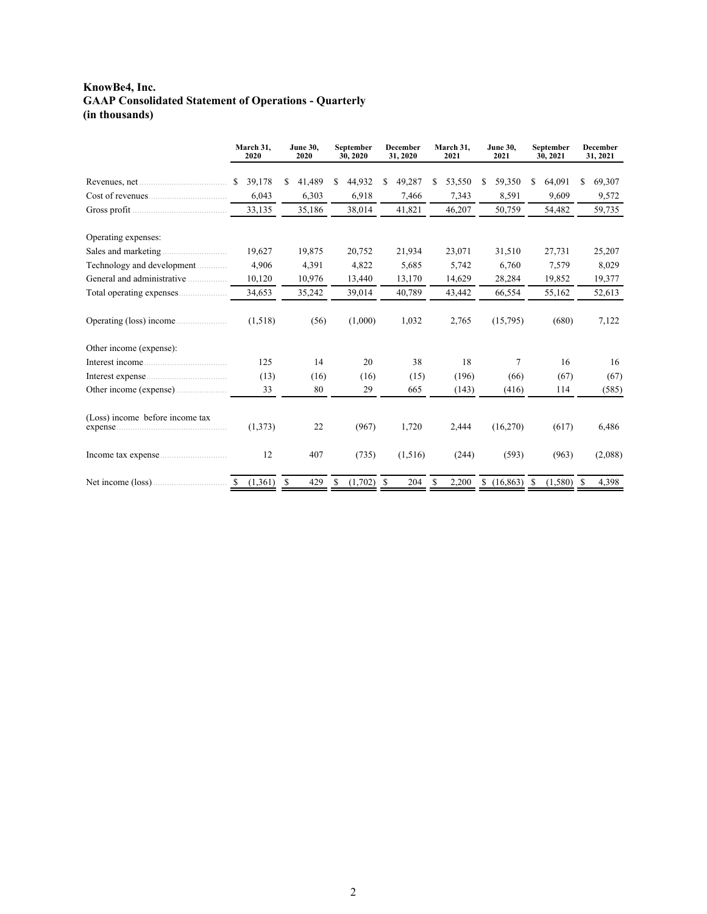**KnowBe4, Inc.**
**GAAP Consolidated Statement of Operations - Quarterly**
**(in thousands)**

| | March 31, 2020 | June 30, 2020 | September 30, 2020 | December 31, 2020 | March 31, 2021 | June 30, 2021 | September 30, 2021 | December 31, 2021 |
|---|---|---|---|---|---|---|---|---|
| Revenues, net | $ 39,178 | $ 41,489 | $ 44,932 | $ 49,287 | $ 53,550 | $ 59,350 | $ 64,091 | $ 69,307 |
| Cost of revenues | 6,043 | 6,303 | 6,918 | 7,466 | 7,343 | 8,591 | 9,609 | 9,572 |
| Gross profit | 33,135 | 35,186 | 38,014 | 41,821 | 46,207 | 50,759 | 54,482 | 59,735 |
| Operating expenses: | | | | | | | | |
| Sales and marketing | 19,627 | 19,875 | 20,752 | 21,934 | 23,071 | 31,510 | 27,731 | 25,207 |
| Technology and development | 4,906 | 4,391 | 4,822 | 5,685 | 5,742 | 6,760 | 7,579 | 8,029 |
| General and administrative | 10,120 | 10,976 | 13,440 | 13,170 | 14,629 | 28,284 | 19,852 | 19,377 |
| Total operating expenses | 34,653 | 35,242 | 39,014 | 40,789 | 43,442 | 66,554 | 55,162 | 52,613 |
| Operating (loss) income | (1,518) | (56) | (1,000) | 1,032 | 2,765 | (15,795) | (680) | 7,122 |
| Other income (expense): | | | | | | | | |
| Interest income | 125 | 14 | 20 | 38 | 18 | 7 | 16 | 16 |
| Interest expense | (13) | (16) | (16) | (15) | (196) | (66) | (67) | (67) |
| Other income (expense) | 33 | 80 | 29 | 665 | (143) | (416) | 114 | (585) |
| (Loss) income before income tax expense | (1,373) | 22 | (967) | 1,720 | 2,444 | (16,270) | (617) | 6,486 |
| Income tax expense | 12 | 407 | (735) | (1,516) | (244) | (593) | (963) | (2,088) |
| Net income (loss) | $ (1,361) | $ 429 | $ (1,702) | $ 204 | $ 2,200 | $ (16,863) | $ (1,580) | $ 4,398 |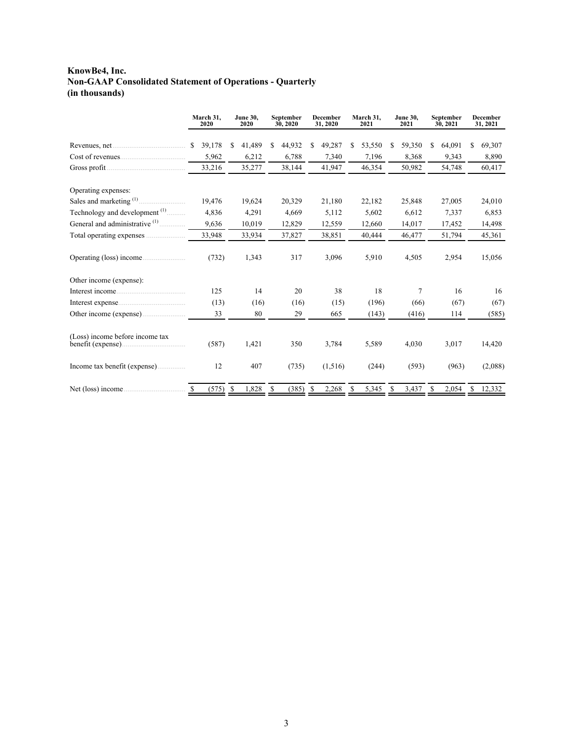**KnowBe4, Inc.**
**Non-GAAP Consolidated Statement of Operations - Quarterly**
**(in thousands)**

| | March 31, 2020 | June 30, 2020 | September 30, 2020 | December 31, 2020 | March 31, 2021 | June 30, 2021 | September 30, 2021 | December 31, 2021 |
|---|---|---|---|---|---|---|---|---|
| Revenues, net | $ 39,178 | $ 41,489 | $ 44,932 | $ 49,287 | $ 53,550 | $ 59,350 | $ 64,091 | $ 69,307 |
| Cost of revenues | 5,962 | 6,212 | 6,788 | 7,340 | 7,196 | 8,368 | 9,343 | 8,890 |
| Gross profit | 33,216 | 35,277 | 38,144 | 41,947 | 46,354 | 50,982 | 54,748 | 60,417 |
| Operating expenses: | | | | | | | | |
| Sales and marketing [(1)] | 19,476 | 19,624 | 20,329 | 21,180 | 22,182 | 25,848 | 27,005 | 24,010 |
| Technology and development [(1)] | 4,836 | 4,291 | 4,669 | 5,112 | 5,602 | 6,612 | 7,337 | 6,853 |
| General and administrative [(1)] | 9,636 | 10,019 | 12,829 | 12,559 | 12,660 | 14,017 | 17,452 | 14,498 |
| Total operating expenses | 33,948 | 33,934 | 37,827 | 38,851 | 40,444 | 46,477 | 51,794 | 45,361 |
| Operating (loss) income | (732) | 1,343 | 317 | 3,096 | 5,910 | 4,505 | 2,954 | 15,056 |
| Other income (expense): | | | | | | | | |
| Interest income | 125 | 14 | 20 | 38 | 18 | 7 | 16 | 16 |
| Interest expense | (13) | (16) | (16) | (15) | (196) | (66) | (67) | (67) |
| Other income (expense) | 33 | 80 | 29 | 665 | (143) | (416) | 114 | (585) |
| (Loss) income before income tax benefit (expense) | (587) | 1,421 | 350 | 3,784 | 5,589 | 4,030 | 3,017 | 14,420 |
| Income tax benefit (expense) | 12 | 407 | (735) | (1,516) | (244) | (593) | (963) | (2,088) |
| Net (loss) income | $ (575) | $ 1,828 | $ (385) | $ 2,268 | $ 5,345 | $ 3,437 | $ 2,054 | $ 12,332 |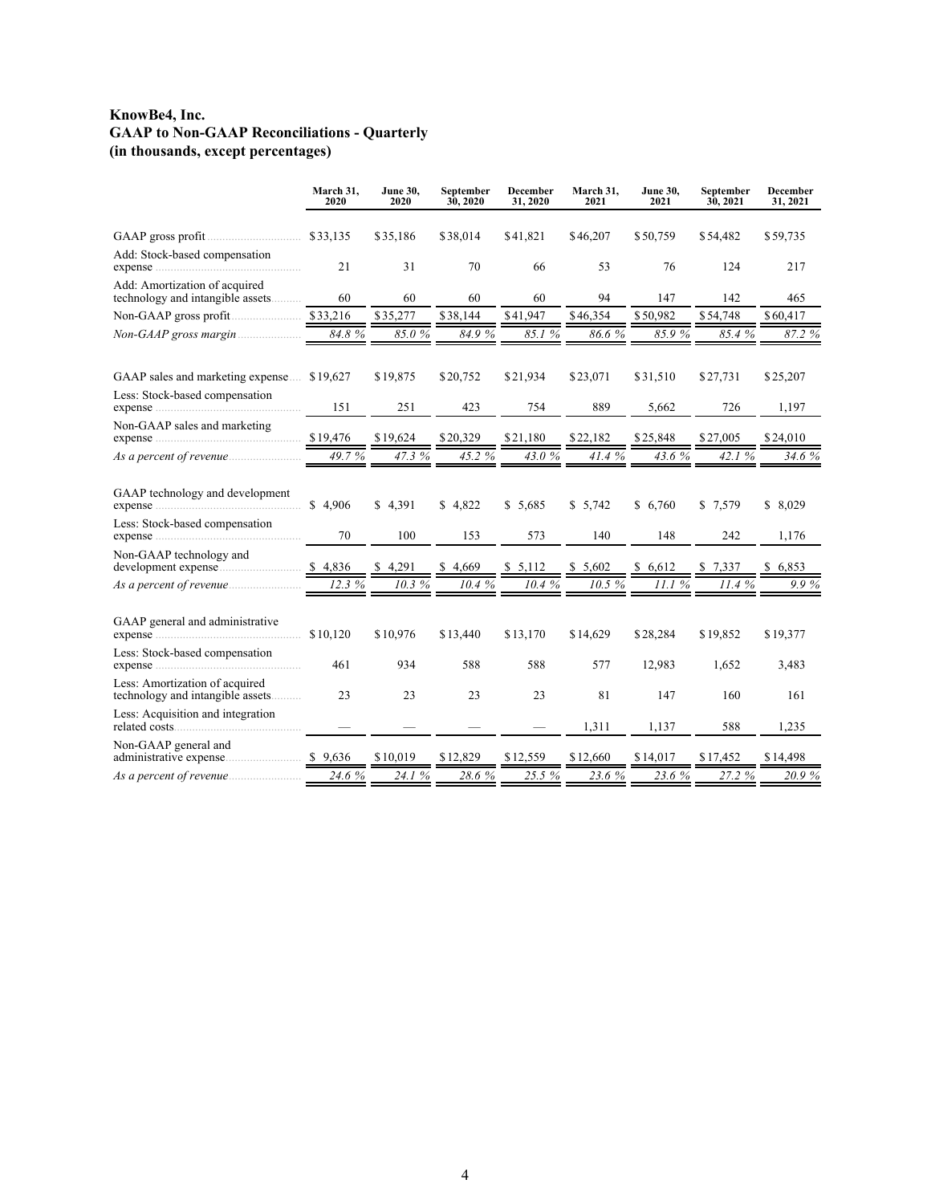**KnowBe4, Inc.**
**GAAP to Non-GAAP Reconciliations - Quarterly**
**(in thousands, except percentages)**

| | March 31, 2020 | June 30, 2020 | September 30, 2020 | December 31, 2020 | March 31, 2021 | June 30, 2021 | September 30, 2021 | December 31, 2021 |
|---|---|---|---|---|---|---|---|---|
| GAAP gross profit | $33,135 | $35,186 | $38,014 | $41,821 | $46,207 | $50,759 | $54,482 | $59,735 |
| Add: Stock-based compensation expense | 21 | 31 | 70 | 66 | 53 | 76 | 124 | 217 |
| Add: Amortization of acquired technology and intangible assets | 60 | 60 | 60 | 60 | 94 | 147 | 142 | 465 |
| Non-GAAP gross profit | $33,216 | $35,277 | $38,144 | $41,947 | $46,354 | $50,982 | $54,748 | $60,417 |
| *Non-GAAP gross margin* | *84.8 %* | *85.0 %* | *84.9 %* | *85.1 %* | *86.6 %* | *85.9 %* | *85.4 %* | *87.2 %* |
| | | | | | | | | |
| GAAP sales and marketing expense | $19,627 | $19,875 | $20,752 | $21,934 | $23,071 | $31,510 | $27,731 | $25,207 |
| Less: Stock-based compensation expense | 151 | 251 | 423 | 754 | 889 | 5,662 | 726 | 1,197 |
| Non-GAAP sales and marketing expense | $19,476 | $19,624 | $20,329 | $21,180 | $22,182 | $25,848 | $27,005 | $24,010 |
| *As a percent of revenue* | *49.7 %* | *47.3 %* | *45.2 %* | *43.0 %* | *41.4 %* | *43.6 %* | *42.1 %* | *34.6 %* |
| | | | | | | | | |
| GAAP technology and development expense | $ 4,906 | $ 4,391 | $ 4,822 | $ 5,685 | $ 5,742 | $ 6,760 | $ 7,579 | $ 8,029 |
| Less: Stock-based compensation expense | 70 | 100 | 153 | 573 | 140 | 148 | 242 | 1,176 |
| Non-GAAP technology and development expense | $ 4,836 | $ 4,291 | $ 4,669 | $ 5,112 | $ 5,602 | $ 6,612 | $ 7,337 | $ 6,853 |
| *As a percent of revenue* | *12.3 %* | *10.3 %* | *10.4 %* | *10.4 %* | *10.5 %* | *11.1 %* | *11.4 %* | *9.9 %* |
| | | | | | | | | |
| GAAP general and administrative expense | $10,120 | $10,976 | $13,440 | $13,170 | $14,629 | $28,284 | $19,852 | $19,377 |
| Less: Stock-based compensation expense | 461 | 934 | 588 | 588 | 577 | 12,983 | 1,652 | 3,483 |
| Less: Amortization of acquired technology and intangible assets | 23 | 23 | 23 | 23 | 81 | 147 | 160 | 161 |
| Less: Acquisition and integration related costs | — | — | — | — | 1,311 | 1,137 | 588 | 1,235 |
| Non-GAAP general and administrative expense | $ 9,636 | $10,019 | $12,829 | $12,559 | $12,660 | $14,017 | $17,452 | $14,498 |
| *As a percent of revenue* | *24.6 %* | *24.1 %* | *28.6 %* | *25.5 %* | *23.6 %* | *23.6 %* | *27.2 %* | *20.9 %* |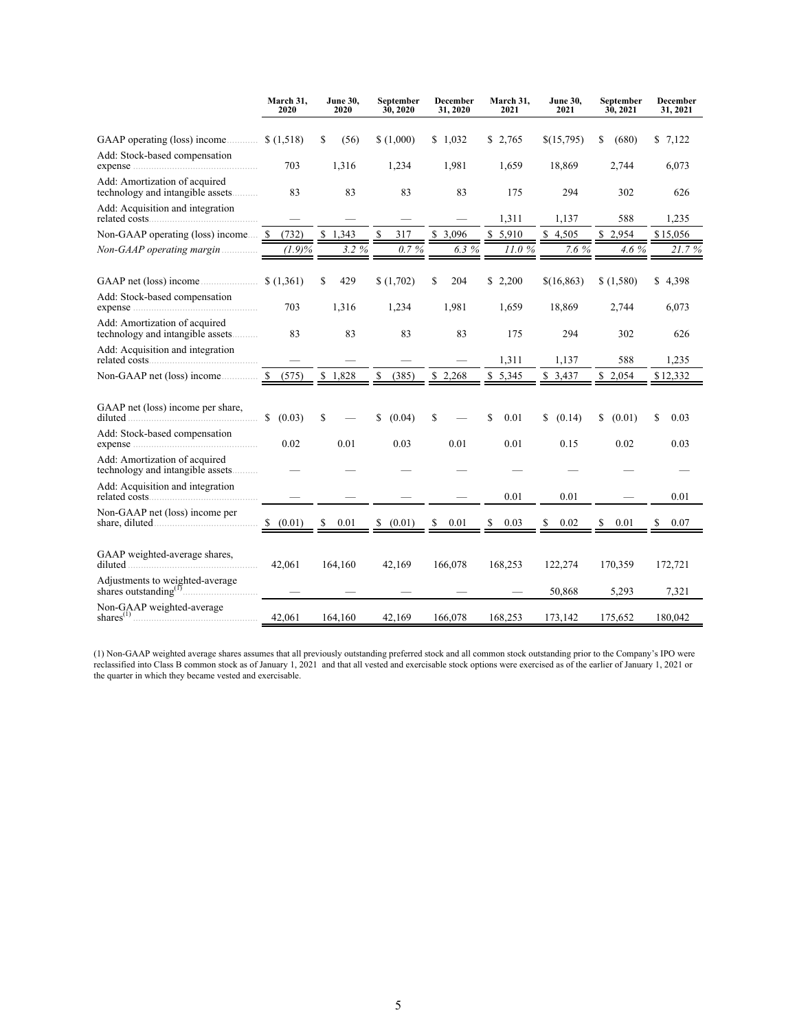| | March 31, 2020 | June 30, 2020 | September 30, 2020 | December 31, 2020 | March 31, 2021 | June 30, 2021 | September 30, 2021 | December 31, 2021 |
|---|---|---|---|---|---|---|---|---|
| GAAP operating (loss) income | $ (1,518) | $ (56) | $ (1,000) | $ 1,032 | $ 2,765 | $(15,795) | $ (680) | $ 7,122 |
| Add: Stock-based compensation expense | 703 | 1,316 | 1,234 | 1,981 | 1,659 | 18,869 | 2,744 | 6,073 |
| Add: Amortization of acquired technology and intangible assets | 83 | 83 | 83 | 83 | 175 | 294 | 302 | 626 |
| Add: Acquisition and integration related costs | — | — | — | — | 1,311 | 1,137 | 588 | 1,235 |
| Non-GAAP operating (loss) income | $ (732) | $ 1,343 | $ 317 | $ 3,096 | $ 5,910 | $ 4,505 | $ 2,954 | $15,056 |
| *Non-GAAP operating margin* | *(1.9)%* | *3.2 %* | *0.7 %* | *6.3 %* | *11.0 %* | *7.6 %* | *4.6 %* | *21.7 %* |
| | | | | | | | | |
| GAAP net (loss) income | $ (1,361) | $ 429 | $ (1,702) | $ 204 | $ 2,200 | $(16,863) | $ (1,580) | $ 4,398 |
| Add: Stock-based compensation expense | 703 | 1,316 | 1,234 | 1,981 | 1,659 | 18,869 | 2,744 | 6,073 |
| Add: Amortization of acquired technology and intangible assets | 83 | 83 | 83 | 83 | 175 | 294 | 302 | 626 |
| Add: Acquisition and integration related costs | — | — | — | — | 1,311 | 1,137 | 588 | 1,235 |
| Non-GAAP net (loss) income | $ (575) | $ 1,828 | $ (385) | $ 2,268 | $ 5,345 | $ 3,437 | $ 2,054 | $12,332 |
| | | | | | | | | |
| GAAP net (loss) income per share, diluted | $ (0.03) | $ — | $ (0.04) | $ — | $ 0.01 | $ (0.14) | $ (0.01) | $ 0.03 |
| Add: Stock-based compensation expense | 0.02 | 0.01 | 0.03 | 0.01 | 0.01 | 0.15 | 0.02 | 0.03 |
| Add: Amortization of acquired technology and intangible assets | — | — | — | — | — | — | — | — |
| Add: Acquisition and integration related costs | — | — | — | — | 0.01 | 0.01 | — | 0.01 |
| Non-GAAP net (loss) income per share, diluted | $ (0.01) | $ 0.01 | $ (0.01) | $ 0.01 | $ 0.03 | $ 0.02 | $ 0.01 | $ 0.07 |
| | | | | | | | | |
| GAAP weighted-average shares, diluted | 42,061 | 164,160 | 42,169 | 166,078 | 168,253 | 122,274 | 170,359 | 172,721 |
| Adjustments to weighted-average shares outstanding[1] | — | — | — | — | — | 50,868 | 5,293 | 7,321 |
| Non-GAAP weighted-average shares[1] | 42,061 | 164,160 | 42,169 | 166,078 | 168,253 | 173,142 | 175,652 | 180,042 |

(1) Non-GAAP weighted average shares assumes that all previously outstanding preferred stock and all common stock outstanding prior to the Company's IPO were reclassified into Class B common stock as of January 1, 2021 and that all vested and exercisable stock options were exercised as of the earlier of January 1, 2021 or the quarter in which they became vested and exercisable.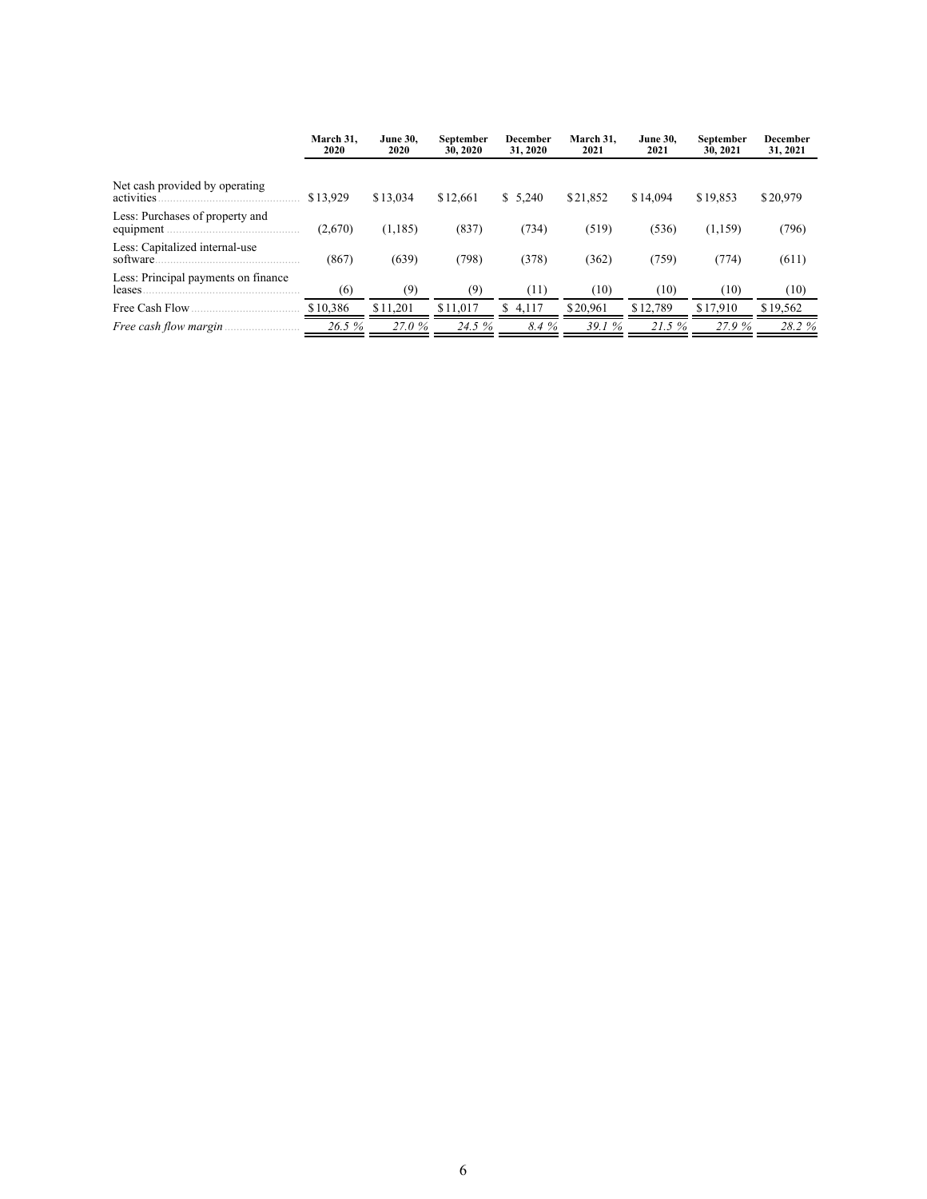| | March 31, 2020 | June 30, 2020 | September 30, 2020 | December 31, 2020 | March 31, 2021 | June 30, 2021 | September 30, 2021 | December 31, 2021 |
|---|---|---|---|---|---|---|---|---|
| Net cash provided by operating activities | $13,929 | $13,034 | $12,661 | $ 5,240 | $21,852 | $14,094 | $19,853 | $20,979 |
| Less: Purchases of property and equipment | (2,670) | (1,185) | (837) | (734) | (519) | (536) | (1,159) | (796) |
| Less: Capitalized internal-use software | (867) | (639) | (798) | (378) | (362) | (759) | (774) | (611) |
| Less: Principal payments on finance leases | (6) | (9) | (9) | (11) | (10) | (10) | (10) | (10) |
| Free Cash Flow | $10,386 | $11,201 | $11,017 | $ 4,117 | $20,961 | $12,789 | $17,910 | $19,562 |
| *Free cash flow margin* | *26.5 %* | *27.0 %* | *24.5 %* | *8.4 %* | *39.1 %* | *21.5 %* | *27.9 %* | *28.2 %* |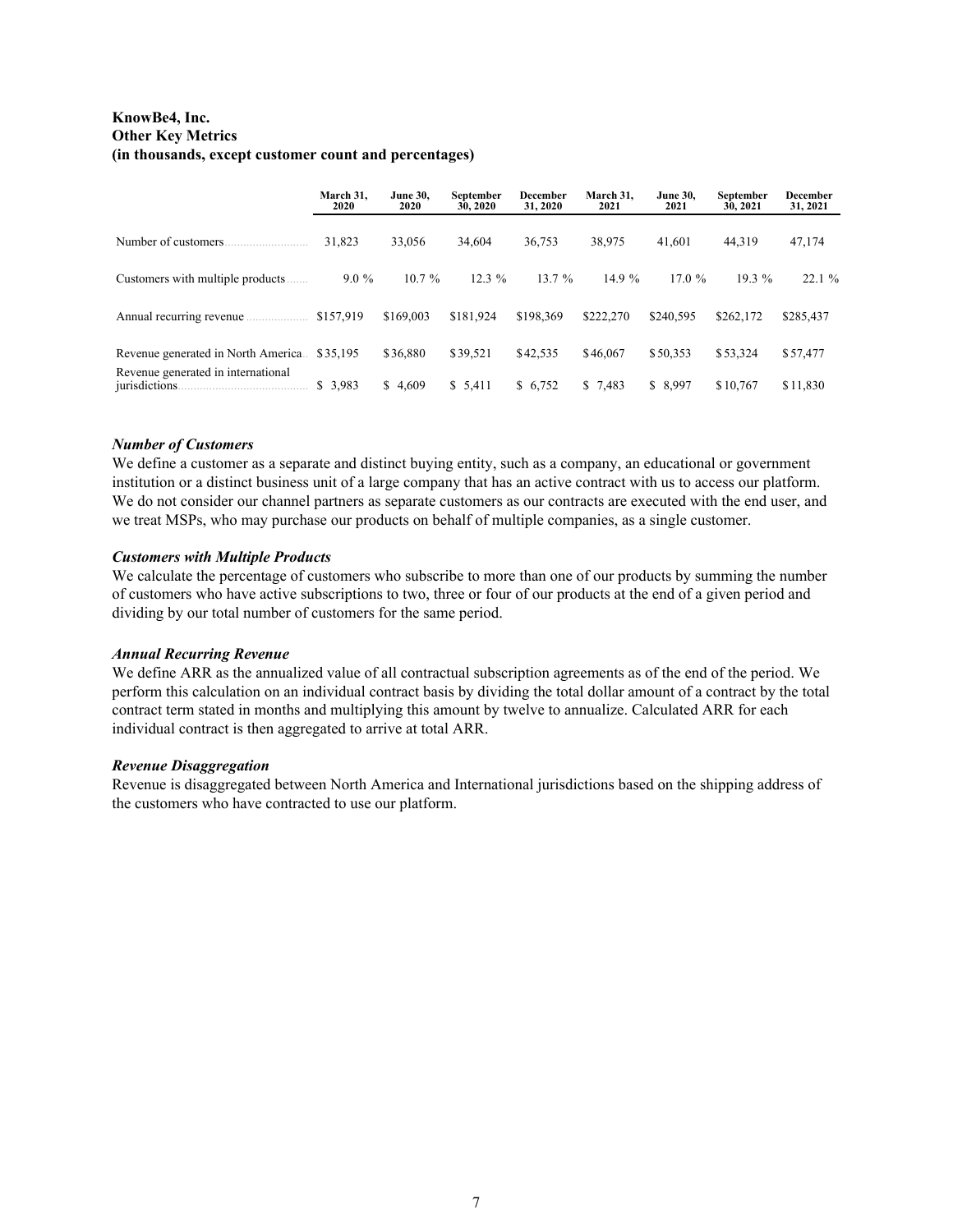**KnowBe4, Inc.**
**Other Key Metrics**
**(in thousands, except customer count and percentages)**

| | March 31, 2020 | June 30, 2020 | September 30, 2020 | December 31, 2020 | March 31, 2021 | June 30, 2021 | September 30, 2021 | December 31, 2021 |
|---|---|---|---|---|---|---|---|---|
| Number of customers | 31,823 | 33,056 | 34,604 | 36,753 | 38,975 | 41,601 | 44,319 | 47,174 |
| Customers with multiple products | 9.0 % | 10.7 % | 12.3 % | 13.7 % | 14.9 % | 17.0 % | 19.3 % | 22.1 % |
| Annual recurring revenue | $157,919 | $169,003 | $181,924 | $198,369 | $222,270 | $240,595 | $262,172 | $285,437 |
| Revenue generated in North America | $35,195 | $36,880 | $39,521 | $42,535 | $46,067 | $50,353 | $53,324 | $57,477 |
| Revenue generated in international jurisdictions | $ 3,983 | $ 4,609 | $ 5,411 | $ 6,752 | $ 7,483 | $ 8,997 | $10,767 | $11,830 |

***Number of Customers***

We define a customer as a separate and distinct buying entity, such as a company, an educational or government institution or a distinct business unit of a large company that has an active contract with us to access our platform. We do not consider our channel partners as separate customers as our contracts are executed with the end user, and we treat MSPs, who may purchase our products on behalf of multiple companies, as a single customer.

***Customers with Multiple Products***

We calculate the percentage of customers who subscribe to more than one of our products by summing the number of customers who have active subscriptions to two, three or four of our products at the end of a given period and dividing by our total number of customers for the same period.

***Annual Recurring Revenue***

We define ARR as the annualized value of all contractual subscription agreements as of the end of the period. We perform this calculation on an individual contract basis by dividing the total dollar amount of a contract by the total contract term stated in months and multiplying this amount by twelve to annualize. Calculated ARR for each individual contract is then aggregated to arrive at total ARR.

***Revenue Disaggregation***

Revenue is disaggregated between North America and International jurisdictions based on the shipping address of the customers who have contracted to use our platform.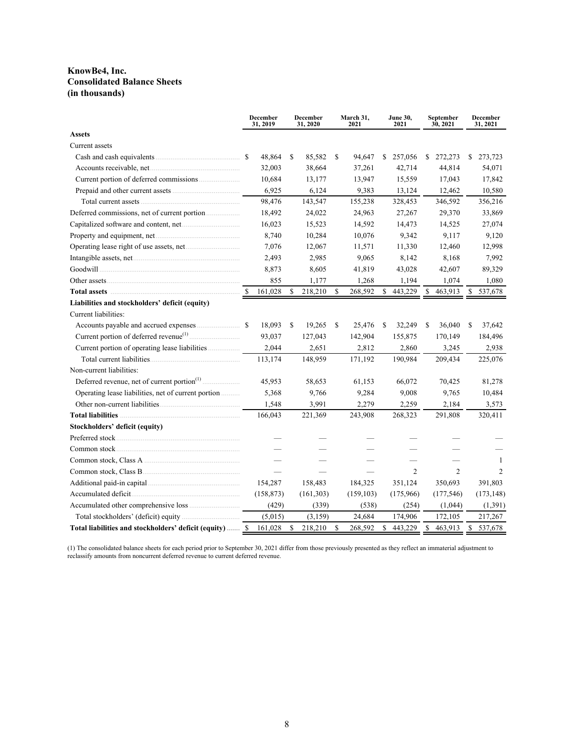**KnowBe4, Inc.**
**Consolidated Balance Sheets**
**(in thousands)**

| | December 31, 2019 | December 31, 2020 | March 31, 2021 | June 30, 2021 | September 30, 2021 | December 31, 2021 |
|---|---|---|---|---|---|---|
| **Assets** | | | | | | |
| Current assets | | | | | | |
| Cash and cash equivalents | $ 48,864 | $ 85,582 | $ 94,647 | $ 257,056 | $ 272,273 | $ 273,723 |
| Accounts receivable, net | 32,003 | 38,664 | 37,261 | 42,714 | 44,814 | 54,071 |
| Current portion of deferred commissions | 10,684 | 13,177 | 13,947 | 15,559 | 17,043 | 17,842 |
| Prepaid and other current assets | 6,925 | 6,124 | 9,383 | 13,124 | 12,462 | 10,580 |
| Total current assets | 98,476 | 143,547 | 155,238 | 328,453 | 346,592 | 356,216 |
| Deferred commissions, net of current portion | 18,492 | 24,022 | 24,963 | 27,267 | 29,370 | 33,869 |
| Capitalized software and content, net | 16,023 | 15,523 | 14,592 | 14,473 | 14,525 | 27,074 |
| Property and equipment, net | 8,740 | 10,284 | 10,076 | 9,342 | 9,117 | 9,120 |
| Operating lease right of use assets, net | 7,076 | 12,067 | 11,571 | 11,330 | 12,460 | 12,998 |
| Intangible assets, net | 2,493 | 2,985 | 9,065 | 8,142 | 8,168 | 7,992 |
| Goodwill | 8,873 | 8,605 | 41,819 | 43,028 | 42,607 | 89,329 |
| Other assets | 855 | 1,177 | 1,268 | 1,194 | 1,074 | 1,080 |
| **Total assets** | $ 161,028 | $ 218,210 | $ 268,592 | $ 443,229 | $ 463,913 | $ 537,678 |
| **Liabilities and stockholders' deficit (equity)** | | | | | | |
| Current liabilities: | | | | | | |
| Accounts payable and accrued expenses | $ 18,093 | $ 19,265 | $ 25,476 | $ 32,249 | $ 36,040 | $ 37,642 |
| Current portion of deferred revenue[(1)] | 93,037 | 127,043 | 142,904 | 155,875 | 170,149 | 184,496 |
| Current portion of operating lease liabilities | 2,044 | 2,651 | 2,812 | 2,860 | 3,245 | 2,938 |
| Total current liabilities | 113,174 | 148,959 | 171,192 | 190,984 | 209,434 | 225,076 |
| Non-current liabilities: | | | | | | |
| Deferred revenue, net of current portion[(1)] | 45,953 | 58,653 | 61,153 | 66,072 | 70,425 | 81,278 |
| Operating lease liabilities, net of current portion | 5,368 | 9,766 | 9,284 | 9,008 | 9,765 | 10,484 |
| Other non-current liabilities | 1,548 | 3,991 | 2,279 | 2,259 | 2,184 | 3,573 |
| **Total liabilities** | 166,043 | 221,369 | 243,908 | 268,323 | 291,808 | 320,411 |
| **Stockholders' deficit (equity)** | | | | | | |
| Preferred stock | — | — | — | — | — | — |
| Common stock | — | — | — | — | — | — |
| Common stock, Class A | — | — | — | — | — | 1 |
| Common stock, Class B | — | — | — | 2 | 2 | 2 |
| Additional paid-in capital | 154,287 | 158,483 | 184,325 | 351,124 | 350,693 | 391,803 |
| Accumulated deficit | (158,873) | (161,303) | (159,103) | (175,966) | (177,546) | (173,148) |
| Accumulated other comprehensive loss | (429) | (339) | (538) | (254) | (1,044) | (1,391) |
| Total stockholders' (deficit) equity | (5,015) | (3,159) | 24,684 | 174,906 | 172,105 | 217,267 |
| **Total liabilities and stockholders' deficit (equity)** | $ 161,028 | $ 218,210 | $ 268,592 | $ 443,229 | $ 463,913 | $ 537,678 |

(1) The consolidated balance sheets for each period prior to September 30, 2021 differ from those previously presented as they reflect an immaterial adjustment to reclassify amounts from noncurrent deferred revenue to current deferred revenue.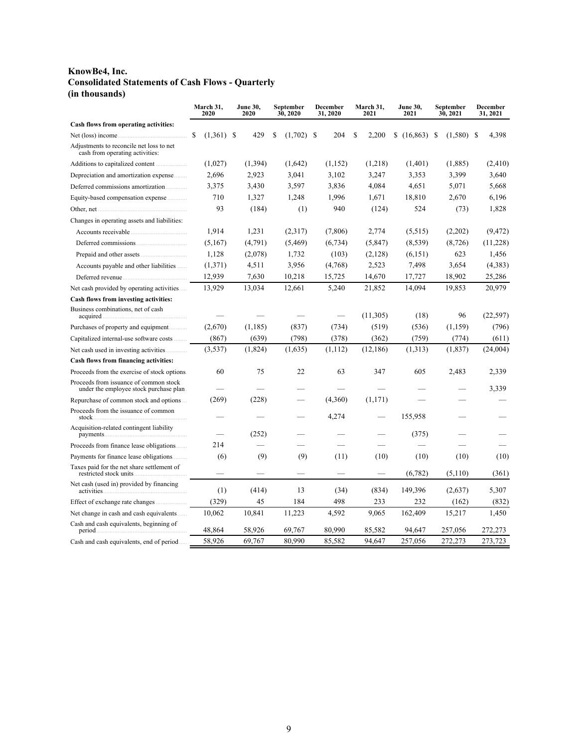**KnowBe4, Inc.**
**Consolidated Statements of Cash Flows - Quarterly**
**(in thousands)**

| | March 31, 2020 | June 30, 2020 | September 30, 2020 | December 31, 2020 | March 31, 2021 | June 30, 2021 | September 30, 2021 | December 31, 2021 |
|---|---|---|---|---|---|---|---|---|
| **Cash flows from operating activities:** | | | | | | | | |
| Net (loss) income | $ (1,361) | $ 429 | $ (1,702) | $ 204 | $ 2,200 | $ (16,863) | $ (1,580) | $ 4,398 |
| Adjustments to reconcile net loss to net cash from operating activities: | | | | | | | | |
| Additions to capitalized content | (1,027) | (1,394) | (1,642) | (1,152) | (1,218) | (1,401) | (1,885) | (2,410) |
| Depreciation and amortization expense | 2,696 | 2,923 | 3,041 | 3,102 | 3,247 | 3,353 | 3,399 | 3,640 |
| Deferred commissions amortization | 3,375 | 3,430 | 3,597 | 3,836 | 4,084 | 4,651 | 5,071 | 5,668 |
| Equity-based compensation expense | 710 | 1,327 | 1,248 | 1,996 | 1,671 | 18,810 | 2,670 | 6,196 |
| Other, net | 93 | (184) | (1) | 940 | (124) | 524 | (73) | 1,828 |
| Changes in operating assets and liabilities: | | | | | | | | |
| Accounts receivable | 1,914 | 1,231 | (2,317) | (7,806) | 2,774 | (5,515) | (2,202) | (9,472) |
| Deferred commissions | (5,167) | (4,791) | (5,469) | (6,734) | (5,847) | (8,539) | (8,726) | (11,228) |
| Prepaid and other assets | 1,128 | (2,078) | 1,732 | (103) | (2,128) | (6,151) | 623 | 1,456 |
| Accounts payable and other liabilities | (1,371) | 4,511 | 3,956 | (4,768) | 2,523 | 7,498 | 3,654 | (4,383) |
| Deferred revenue | 12,939 | 7,630 | 10,218 | 15,725 | 14,670 | 17,727 | 18,902 | 25,286 |
| Net cash provided by operating activities | 13,929 | 13,034 | 12,661 | 5,240 | 21,852 | 14,094 | 19,853 | 20,979 |
| **Cash flows from investing activities:** | | | | | | | | |
| Business combinations, net of cash acquired | — | — | — | — | (11,305) | (18) | 96 | (22,597) |
| Purchases of property and equipment | (2,670) | (1,185) | (837) | (734) | (519) | (536) | (1,159) | (796) |
| Capitalized internal-use software costs | (867) | (639) | (798) | (378) | (362) | (759) | (774) | (611) |
| Net cash used in investing activities | (3,537) | (1,824) | (1,635) | (1,112) | (12,186) | (1,313) | (1,837) | (24,004) |
| **Cash flows from financing activities:** | | | | | | | | |
| Proceeds from the exercise of stock options | 60 | 75 | 22 | 63 | 347 | 605 | 2,483 | 2,339 |
| Proceeds from issuance of common stock under the employee stock purchase plan | — | — | — | — | — | — | — | 3,339 |
| Repurchase of common stock and options | (269) | (228) | — | (4,360) | (1,171) | — | — | — |
| Proceeds from the issuance of common stock | — | — | — | 4,274 | — | 155,958 | — | — |
| Acquisition-related contingent liability payments | — | (252) | — | — | — | (375) | — | — |
| Proceeds from finance lease obligations | 214 | — | — | — | — | — | — | — |
| Payments for finance lease obligations | (6) | (9) | (9) | (11) | (10) | (10) | (10) | (10) |
| Taxes paid for the net share settlement of restricted stock units | — | — | — | — | — | (6,782) | (5,110) | (361) |
| Net cash (used in) provided by financing activities | (1) | (414) | 13 | (34) | (834) | 149,396 | (2,637) | 5,307 |
| Effect of exchange rate changes | (329) | 45 | 184 | 498 | 233 | 232 | (162) | (832) |
| Net change in cash and cash equivalents | 10,062 | 10,841 | 11,223 | 4,592 | 9,065 | 162,409 | 15,217 | 1,450 |
| Cash and cash equivalents, beginning of period | 48,864 | 58,926 | 69,767 | 80,990 | 85,582 | 94,647 | 257,056 | 272,273 |
| Cash and cash equivalents, end of period | 58,926 | 69,767 | 80,990 | 85,582 | 94,647 | 257,056 | 272,273 | 273,723 |